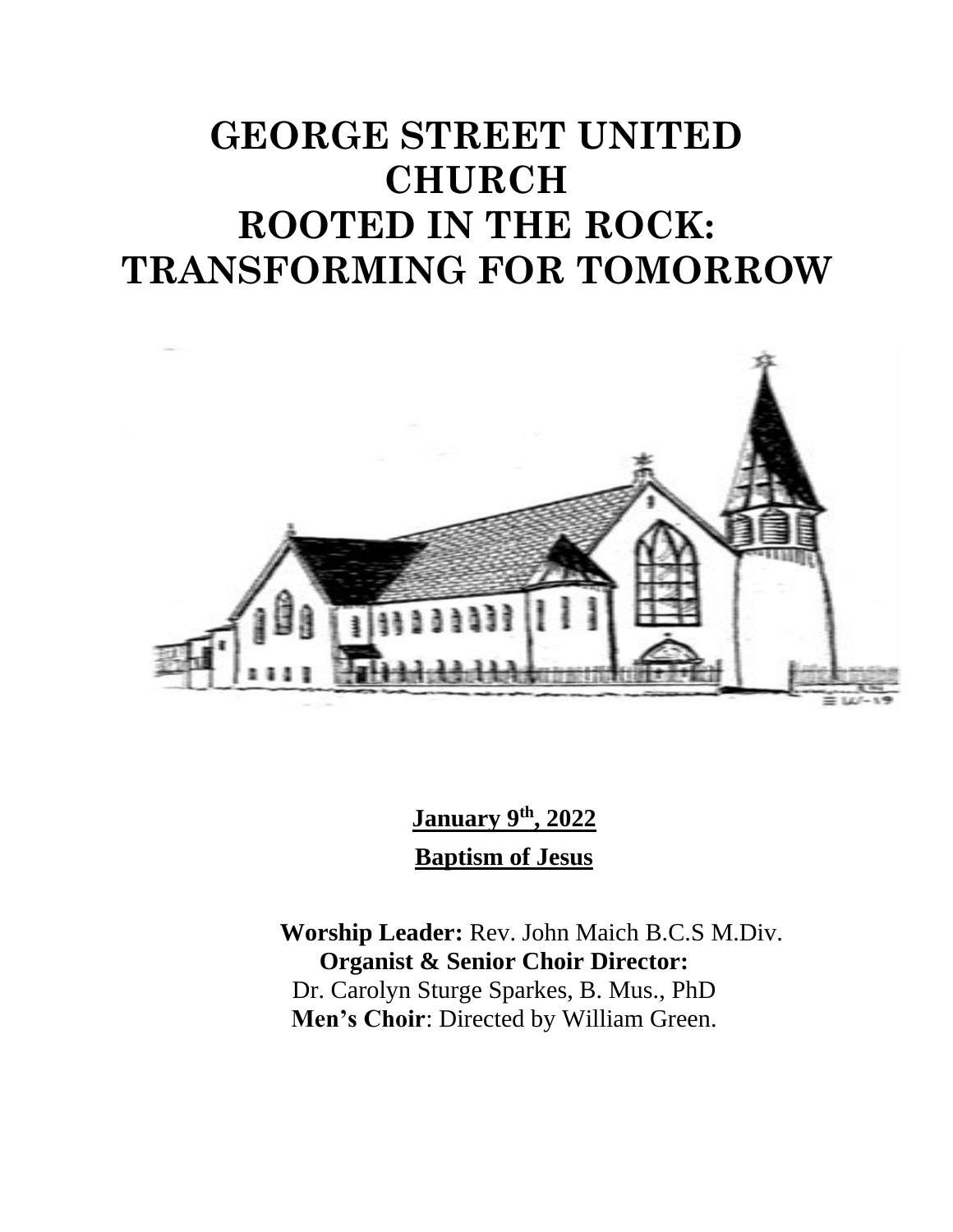# GEORGE STREET UNITED CHURCH
# ROOTED IN THE ROCK: TRANSFORMING FOR TOMORROW

**January 9th, 2022**

**Baptism of Jesus**

**Worship Leader:** Rev. John Maich B.C.S M.Div.
**Organist & Senior Choir Director:**
Dr. Carolyn Sturge Sparkes, B. Mus., PhD
**Men's Choir**: Directed by William Green.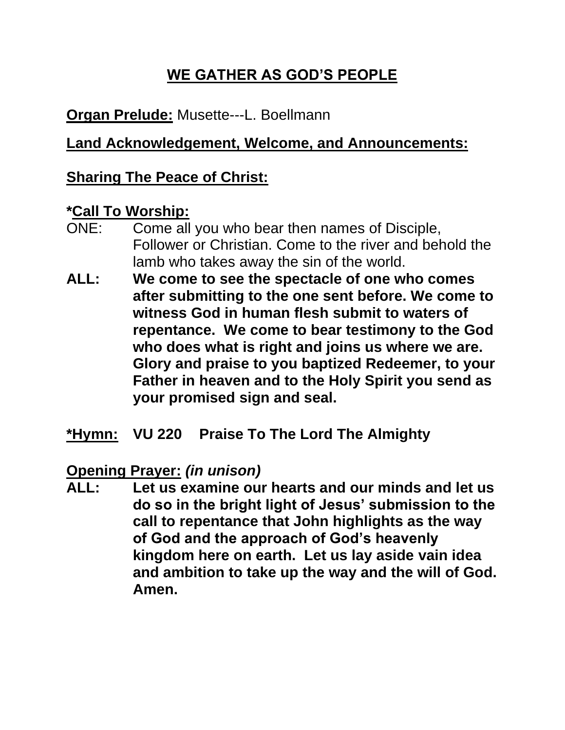## WE GATHER AS GOD'S PEOPLE

**Organ Prelude:** Musette---L. Boellmann

**Land Acknowledgement, Welcome, and Announcements:**

**Sharing The Peace of Christ:**

**\*Call To Worship:**

ONE: Come all you who bear then names of Disciple, Follower or Christian. Come to the river and behold the lamb who takes away the sin of the world.

**ALL: We come to see the spectacle of one who comes after submitting to the one sent before. We come to witness God in human flesh submit to waters of repentance. We come to bear testimony to the God who does what is right and joins us where we are. Glory and praise to you baptized Redeemer, to your Father in heaven and to the Holy Spirit you send as your promised sign and seal.**

**\*Hymn: VU 220 Praise To The Lord The Almighty**

**Opening Prayer:** ***(in unison)***

**ALL: Let us examine our hearts and our minds and let us do so in the bright light of Jesus' submission to the call to repentance that John highlights as the way of God and the approach of God's heavenly kingdom here on earth. Let us lay aside vain idea and ambition to take up the way and the will of God. Amen.**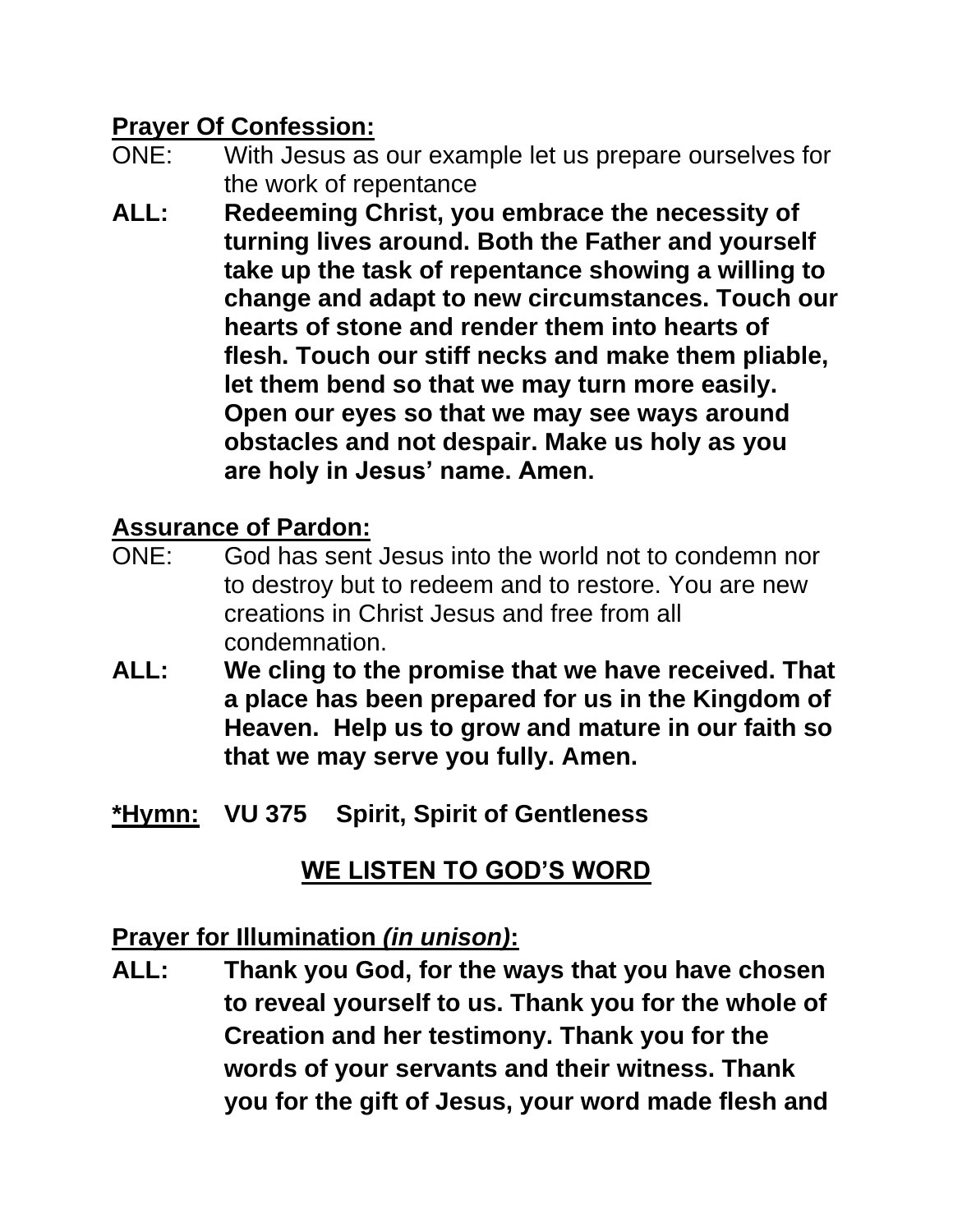**Prayer Of Confession:**

ONE: With Jesus as our example let us prepare ourselves for the work of repentance

**ALL: Redeeming Christ, you embrace the necessity of turning lives around. Both the Father and yourself take up the task of repentance showing a willing to change and adapt to new circumstances. Touch our hearts of stone and render them into hearts of flesh. Touch our stiff necks and make them pliable, let them bend so that we may turn more easily. Open our eyes so that we may see ways around obstacles and not despair. Make us holy as you are holy in Jesus' name. Amen.**

**Assurance of Pardon:**

ONE: God has sent Jesus into the world not to condemn nor to destroy but to redeem and to restore. You are new creations in Christ Jesus and free from all condemnation.

**ALL: We cling to the promise that we have received. That a place has been prepared for us in the Kingdom of Heaven. Help us to grow and mature in our faith so that we may serve you fully. Amen.**

**\*Hymn: VU 375 Spirit, Spirit of Gentleness**

## WE LISTEN TO GOD'S WORD

**Prayer for Illumination *(in unison)*:**

**ALL: Thank you God, for the ways that you have chosen to reveal yourself to us. Thank you for the whole of Creation and her testimony. Thank you for the words of your servants and their witness. Thank you for the gift of Jesus, your word made flesh and**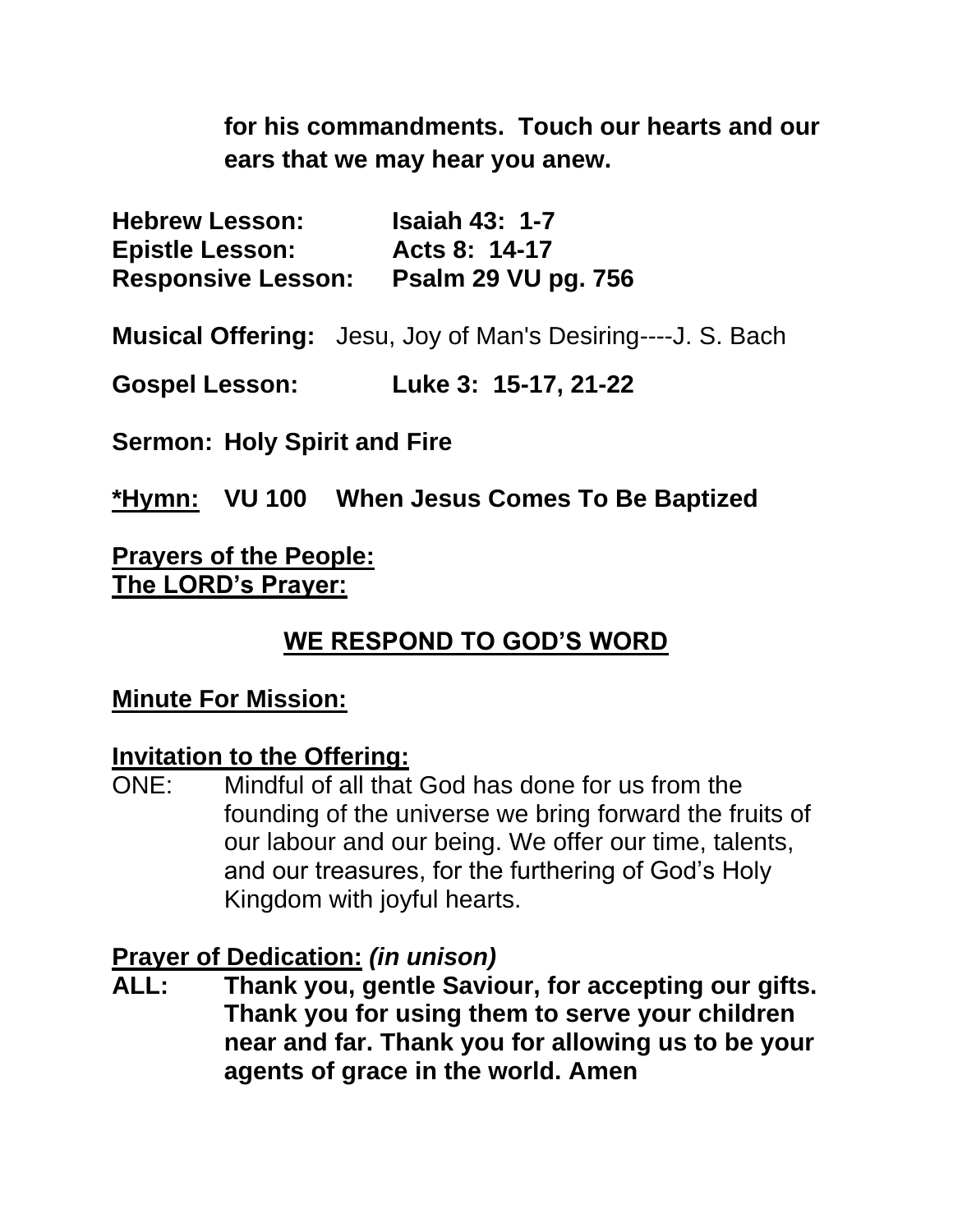**for his commandments. Touch our hearts and our ears that we may hear you anew.**

**Hebrew Lesson:** **Isaiah 43: 1-7**
**Epistle Lesson:** **Acts 8: 14-17**
**Responsive Lesson:** **Psalm 29 VU pg. 756**

**Musical Offering:** Jesu, Joy of Man's Desiring----J. S. Bach

**Gospel Lesson:** **Luke 3: 15-17, 21-22**

**Sermon: Holy Spirit and Fire**

**<u>*Hymn:</u> VU 100 When Jesus Comes To Be Baptized**

**<u>Prayers of the People:</u>**
**<u>The LORD's Prayer:</u>**

## WE RESPOND TO GOD'S WORD

**<u>Minute For Mission:</u>**

**<u>Invitation to the Offering:</u>**

ONE: Mindful of all that God has done for us from the founding of the universe we bring forward the fruits of our labour and our being. We offer our time, talents, and our treasures, for the furthering of God's Holy Kingdom with joyful hearts.

**<u>Prayer of Dedication:</u>** ***(in unison)***

**ALL: Thank you, gentle Saviour, for accepting our gifts. Thank you for using them to serve your children near and far. Thank you for allowing us to be your agents of grace in the world. Amen**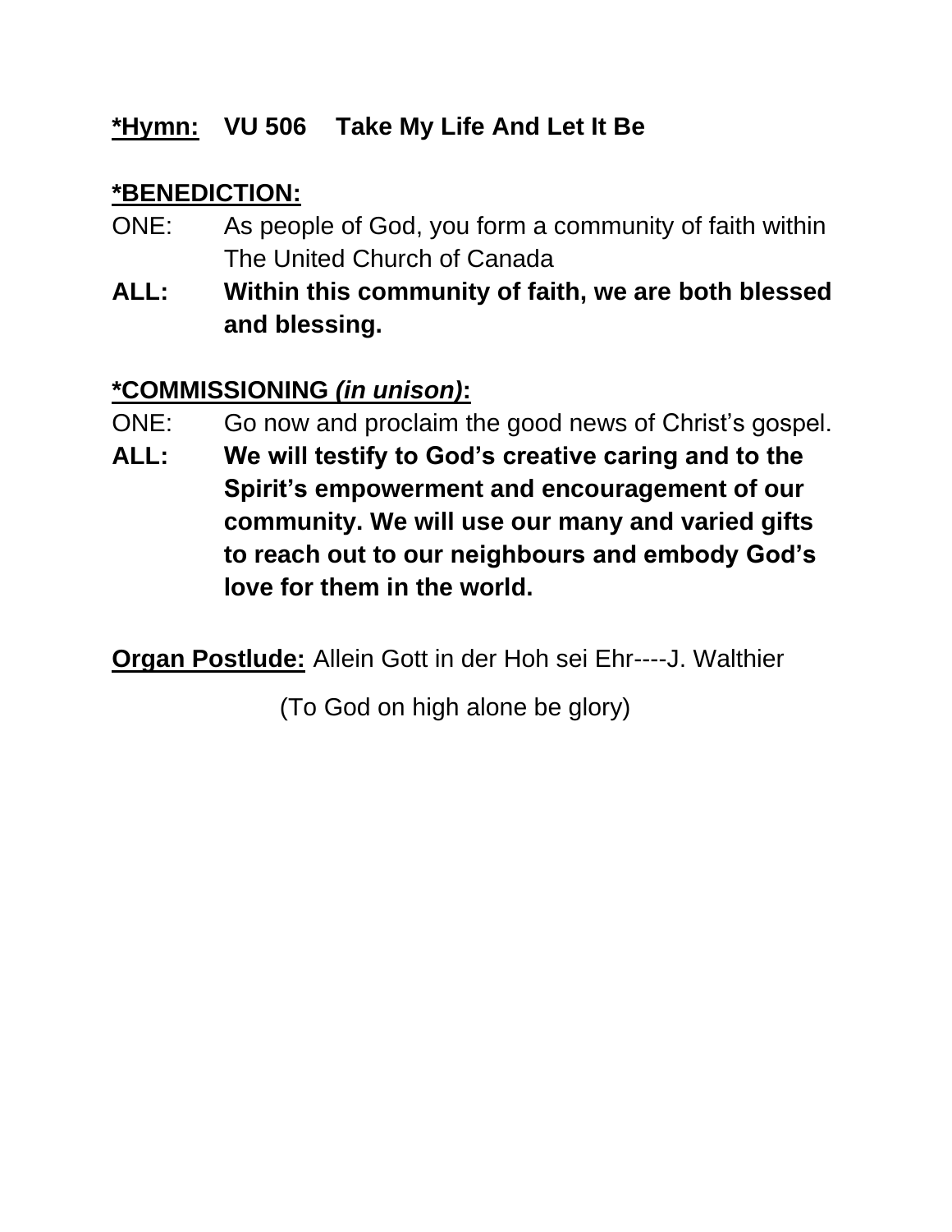**<u>*Hymn:</u>** **VU 506 Take My Life And Let It Be**

**<u>*BENEDICTION:</u>**

ONE: As people of God, you form a community of faith within The United Church of Canada

**ALL: Within this community of faith, we are both blessed and blessing.**

**<u>*COMMISSIONING *(in unison)*</u>:**

ONE: Go now and proclaim the good news of Christ's gospel.

**ALL: We will testify to God's creative caring and to the Spirit's empowerment and encouragement of our community. We will use our many and varied gifts to reach out to our neighbours and embody God's love for them in the world.**

**<u>Organ Postlude:</u>** Allein Gott in der Hoh sei Ehr----J. Walthier

(To God on high alone be glory)